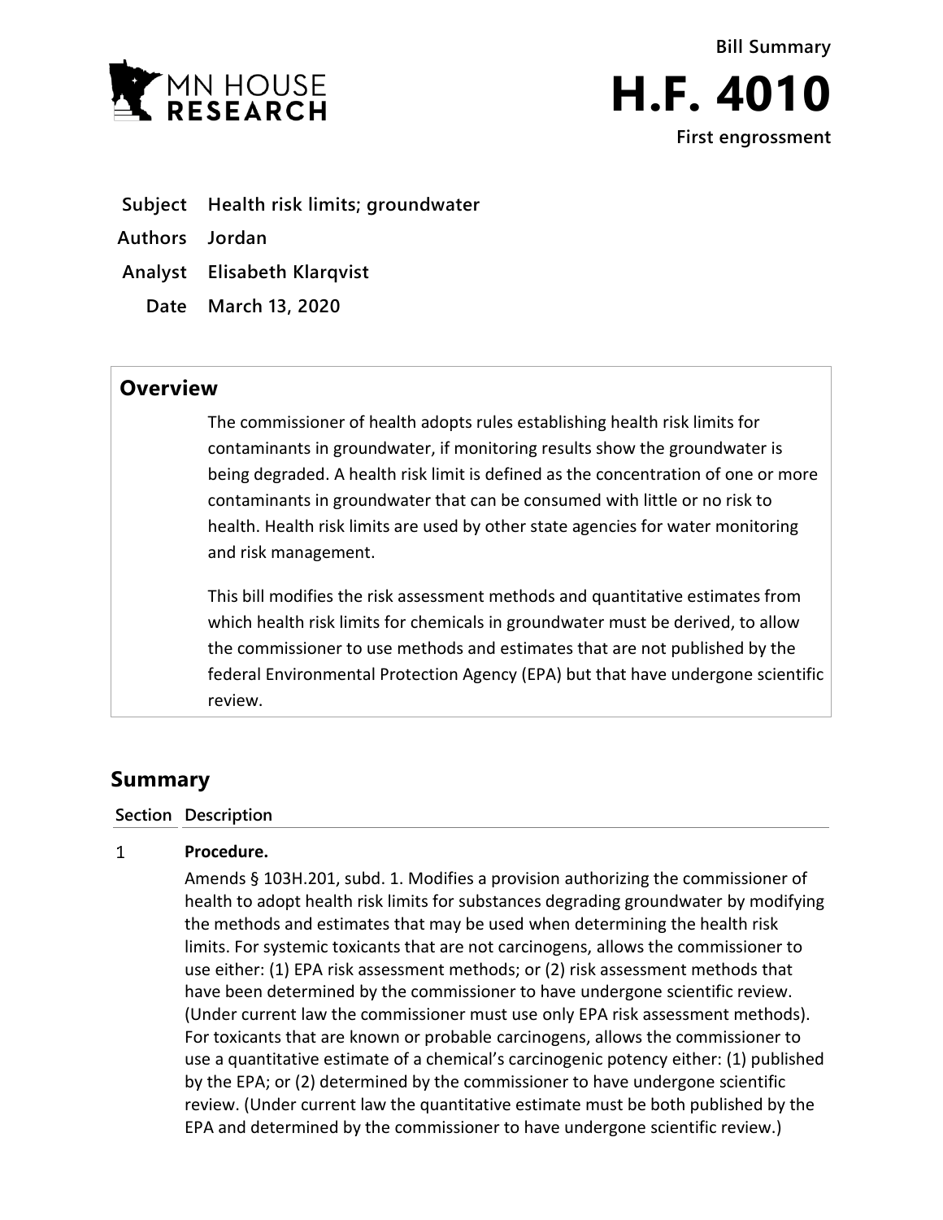MN HOUSE RESEARCH

**Bill Summary**

# H.F. 4010

**First engrossment**

| | |
|---|---|
| **Subject** | **Health risk limits; groundwater** |
| **Authors** | **Jordan** |
| **Analyst** | **Elisabeth Klarqvist** |
| **Date** | **March 13, 2020** |

## Overview

The commissioner of health adopts rules establishing health risk limits for contaminants in groundwater, if monitoring results show the groundwater is being degraded. A health risk limit is defined as the concentration of one or more contaminants in groundwater that can be consumed with little or no risk to health. Health risk limits are used by other state agencies for water monitoring and risk management.

This bill modifies the risk assessment methods and quantitative estimates from which health risk limits for chemicals in groundwater must be derived, to allow the commissioner to use methods and estimates that are not published by the federal Environmental Protection Agency (EPA) but that have undergone scientific review.

## Summary

| Section | Description |
|---|---|
| 1 | **Procedure.**<br>Amends § 103H.201, subd. 1. Modifies a provision authorizing the commissioner of health to adopt health risk limits for substances degrading groundwater by modifying the methods and estimates that may be used when determining the health risk limits. For systemic toxicants that are not carcinogens, allows the commissioner to use either: (1) EPA risk assessment methods; or (2) risk assessment methods that have been determined by the commissioner to have undergone scientific review. (Under current law the commissioner must use only EPA risk assessment methods). For toxicants that are known or probable carcinogens, allows the commissioner to use a quantitative estimate of a chemical's carcinogenic potency either: (1) published by the EPA; or (2) determined by the commissioner to have undergone scientific review. (Under current law the quantitative estimate must be both published by the EPA and determined by the commissioner to have undergone scientific review.) |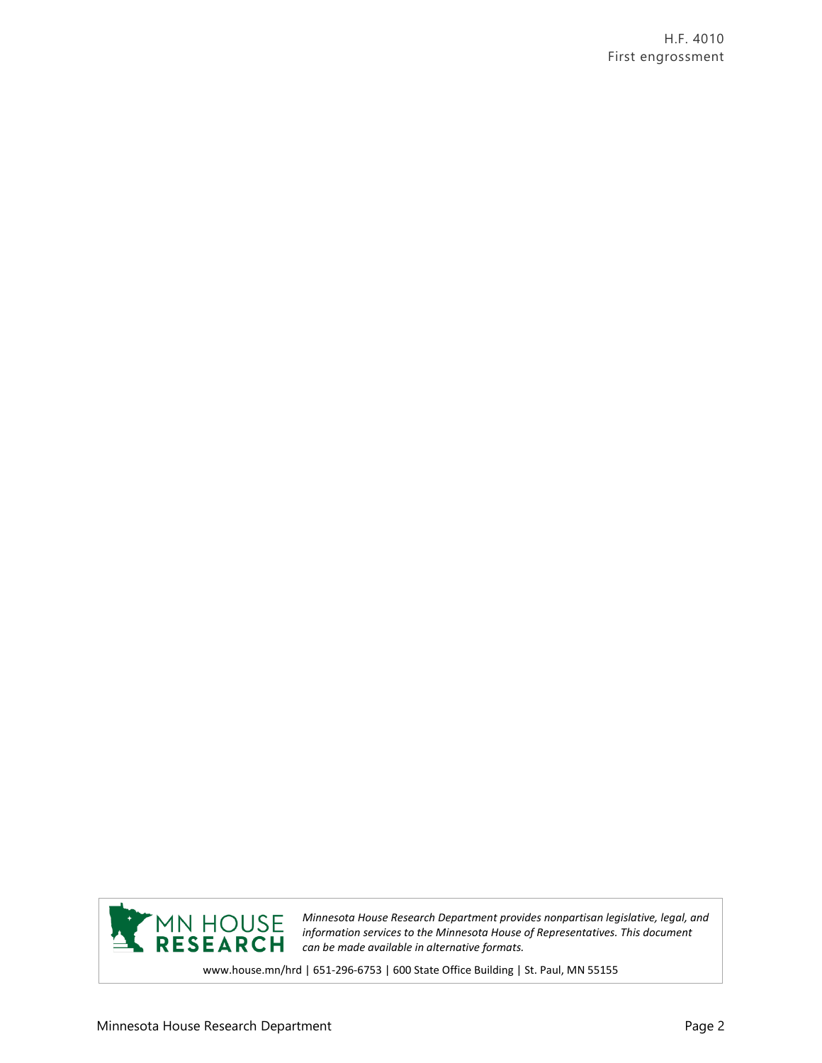MN HOUSE RESEARCH

*Minnesota House Research Department provides nonpartisan legislative, legal, and information services to the Minnesota House of Representatives. This document can be made available in alternative formats.*

www.house.mn/hrd | 651-296-6753 | 600 State Office Building | St. Paul, MN 55155